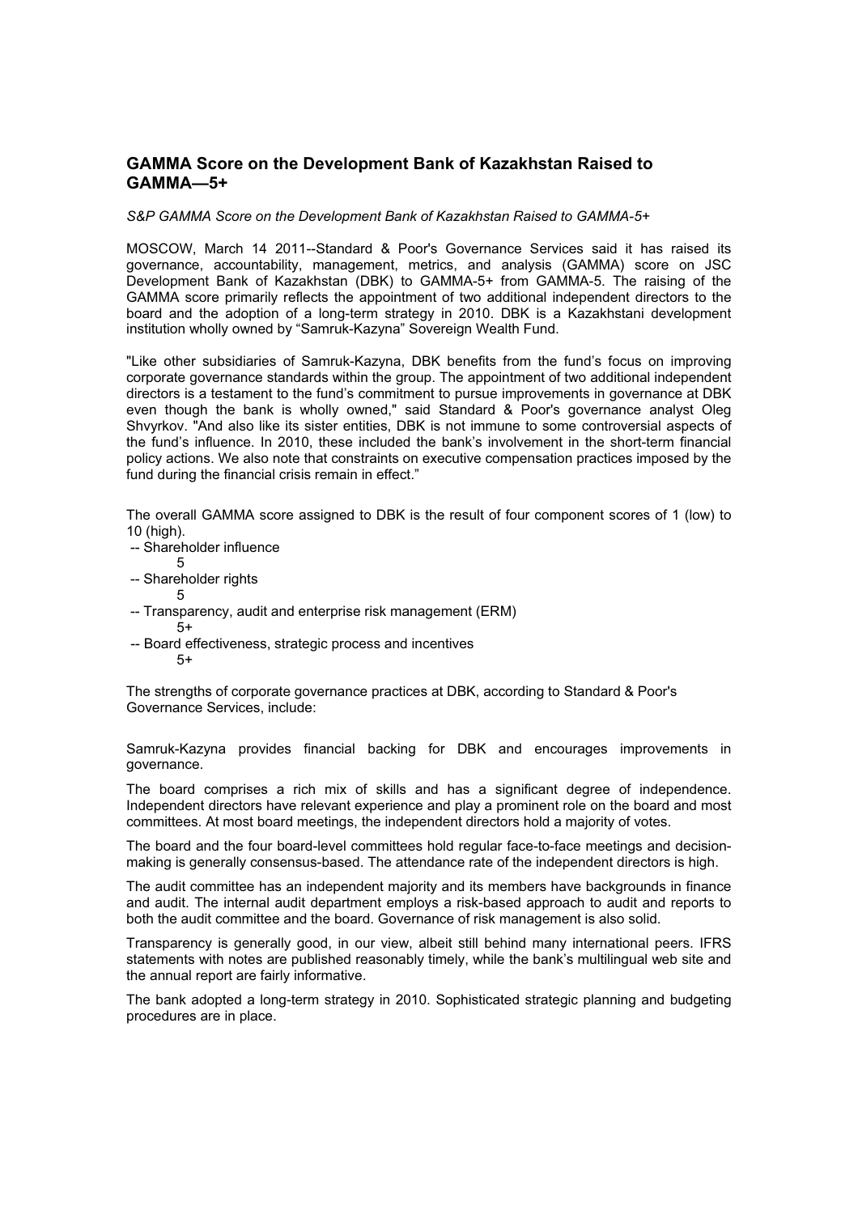# GAMMA Score on the Development Bank of Kazakhstan Raised to GAMMA—5+

*S&P GAMMA Score on the Development Bank of Kazakhstan Raised to GAMMA-5+*

MOSCOW, March 14 2011--Standard & Poor's Governance Services said it has raised its governance, accountability, management, metrics, and analysis (GAMMA) score on JSC Development Bank of Kazakhstan (DBK) to GAMMA-5+ from GAMMA-5. The raising of the GAMMA score primarily reflects the appointment of two additional independent directors to the board and the adoption of a long-term strategy in 2010. DBK is a Kazakhstani development institution wholly owned by "Samruk-Kazyna" Sovereign Wealth Fund.

"Like other subsidiaries of Samruk-Kazyna, DBK benefits from the fund's focus on improving corporate governance standards within the group. The appointment of two additional independent directors is a testament to the fund's commitment to pursue improvements in governance at DBK even though the bank is wholly owned," said Standard & Poor's governance analyst Oleg Shvyrkov. "And also like its sister entities, DBK is not immune to some controversial aspects of the fund's influence. In 2010, these included the bank's involvement in the short-term financial policy actions. We also note that constraints on executive compensation practices imposed by the fund during the financial crisis remain in effect."

The overall GAMMA score assigned to DBK is the result of four component scores of 1 (low) to 10 (high).

-- Shareholder influence
 5
-- Shareholder rights
 5
-- Transparency, audit and enterprise risk management (ERM)
 5+
-- Board effectiveness, strategic process and incentives
 5+

The strengths of corporate governance practices at DBK, according to Standard & Poor's Governance Services, include:

Samruk-Kazyna provides financial backing for DBK and encourages improvements in governance.

The board comprises a rich mix of skills and has a significant degree of independence. Independent directors have relevant experience and play a prominent role on the board and most committees. At most board meetings, the independent directors hold a majority of votes.

The board and the four board-level committees hold regular face-to-face meetings and decision-making is generally consensus-based. The attendance rate of the independent directors is high.

The audit committee has an independent majority and its members have backgrounds in finance and audit. The internal audit department employs a risk-based approach to audit and reports to both the audit committee and the board. Governance of risk management is also solid.

Transparency is generally good, in our view, albeit still behind many international peers. IFRS statements with notes are published reasonably timely, while the bank's multilingual web site and the annual report are fairly informative.

The bank adopted a long-term strategy in 2010. Sophisticated strategic planning and budgeting procedures are in place.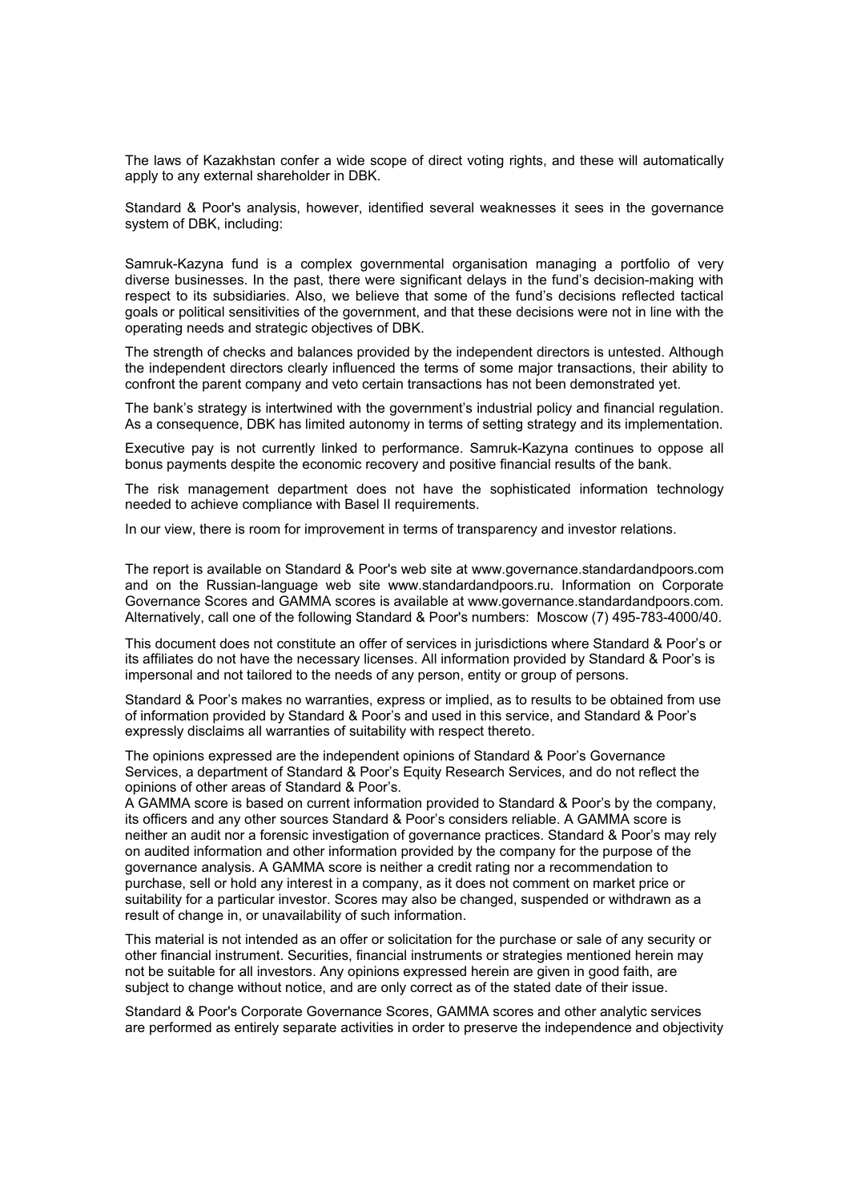The laws of Kazakhstan confer a wide scope of direct voting rights, and these will automatically apply to any external shareholder in DBK.

Standard & Poor's analysis, however, identified several weaknesses it sees in the governance system of DBK, including:

Samruk-Kazyna fund is a complex governmental organisation managing a portfolio of very diverse businesses. In the past, there were significant delays in the fund's decision-making with respect to its subsidiaries. Also, we believe that some of the fund's decisions reflected tactical goals or political sensitivities of the government, and that these decisions were not in line with the operating needs and strategic objectives of DBK.

The strength of checks and balances provided by the independent directors is untested. Although the independent directors clearly influenced the terms of some major transactions, their ability to confront the parent company and veto certain transactions has not been demonstrated yet.

The bank's strategy is intertwined with the government's industrial policy and financial regulation. As a consequence, DBK has limited autonomy in terms of setting strategy and its implementation.

Executive pay is not currently linked to performance. Samruk-Kazyna continues to oppose all bonus payments despite the economic recovery and positive financial results of the bank.

The risk management department does not have the sophisticated information technology needed to achieve compliance with Basel II requirements.

In our view, there is room for improvement in terms of transparency and investor relations.

The report is available on Standard & Poor's web site at www.governance.standardandpoors.com and on the Russian-language web site www.standardandpoors.ru. Information on Corporate Governance Scores and GAMMA scores is available at www.governance.standardandpoors.com. Alternatively, call one of the following Standard & Poor's numbers: Moscow (7) 495-783-4000/40.

This document does not constitute an offer of services in jurisdictions where Standard & Poor's or its affiliates do not have the necessary licenses. All information provided by Standard & Poor's is impersonal and not tailored to the needs of any person, entity or group of persons.

Standard & Poor's makes no warranties, express or implied, as to results to be obtained from use of information provided by Standard & Poor's and used in this service, and Standard & Poor's expressly disclaims all warranties of suitability with respect thereto.

The opinions expressed are the independent opinions of Standard & Poor's Governance Services, a department of Standard & Poor's Equity Research Services, and do not reflect the opinions of other areas of Standard & Poor's.
A GAMMA score is based on current information provided to Standard & Poor's by the company, its officers and any other sources Standard & Poor's considers reliable. A GAMMA score is neither an audit nor a forensic investigation of governance practices. Standard & Poor's may rely on audited information and other information provided by the company for the purpose of the governance analysis. A GAMMA score is neither a credit rating nor a recommendation to purchase, sell or hold any interest in a company, as it does not comment on market price or suitability for a particular investor. Scores may also be changed, suspended or withdrawn as a result of change in, or unavailability of such information.

This material is not intended as an offer or solicitation for the purchase or sale of any security or other financial instrument. Securities, financial instruments or strategies mentioned herein may not be suitable for all investors. Any opinions expressed herein are given in good faith, are subject to change without notice, and are only correct as of the stated date of their issue.

Standard & Poor's Corporate Governance Scores, GAMMA scores and other analytic services are performed as entirely separate activities in order to preserve the independence and objectivity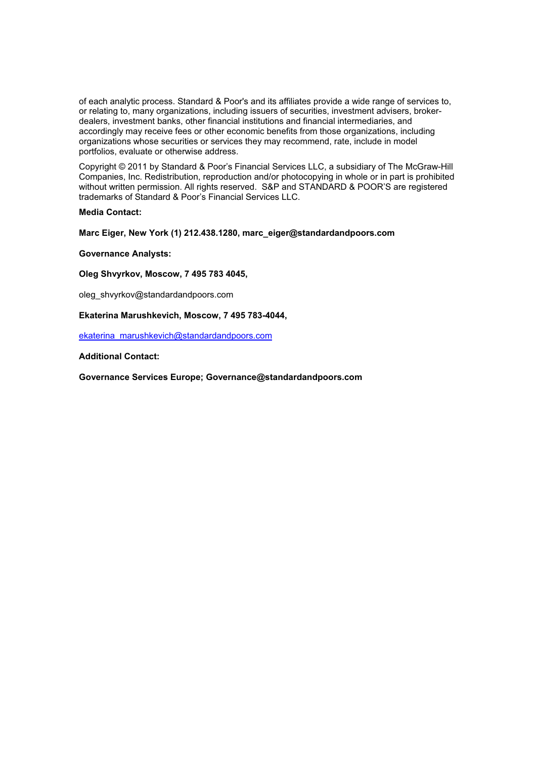of each analytic process. Standard & Poor's and its affiliates provide a wide range of services to, or relating to, many organizations, including issuers of securities, investment advisers, broker-dealers, investment banks, other financial institutions and financial intermediaries, and accordingly may receive fees or other economic benefits from those organizations, including organizations whose securities or services they may recommend, rate, include in model portfolios, evaluate or otherwise address.

Copyright © 2011 by Standard & Poor's Financial Services LLC, a subsidiary of The McGraw-Hill Companies, Inc. Redistribution, reproduction and/or photocopying in whole or in part is prohibited without written permission. All rights reserved. S&P and STANDARD & POOR'S are registered trademarks of Standard & Poor's Financial Services LLC.

**Media Contact:**

**Marc Eiger, New York (1) 212.438.1280, marc_eiger@standardandpoors.com**

**Governance Analysts:**

**Oleg Shvyrkov, Moscow, 7 495 783 4045,**

oleg_shvyrkov@standardandpoors.com

**Ekaterina Marushkevich, Moscow, 7 495 783-4044,**

ekaterina_marushkevich@standardandpoors.com

**Additional Contact:**

**Governance Services Europe; Governance@standardandpoors.com**